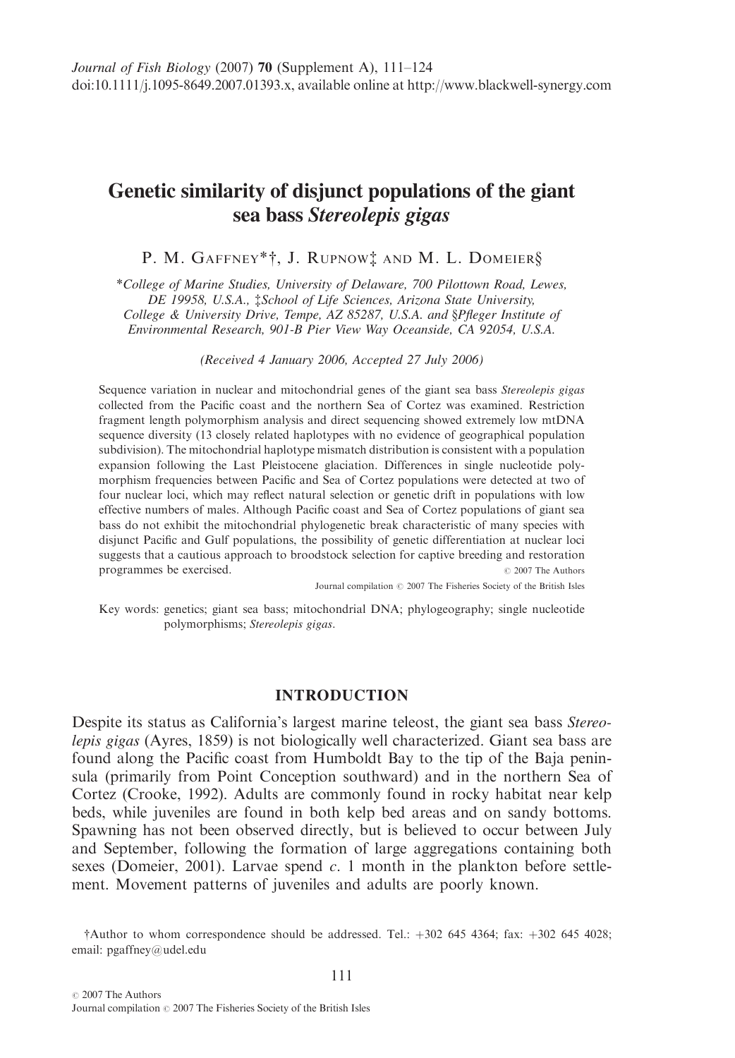Journal of Fish Biology (2007) 70 (Supplement A), 111–124
doi:10.1111/j.1095-8649.2007.01393.x, available online at http://www.blackwell-synergy.com

# Genetic similarity of disjunct populations of the giant sea bass *Stereolepis gigas*

P. M. Gaffney*†, J. Rupnow‡ and M. L. Domeier§

*College of Marine Studies, University of Delaware, 700 Pilottown Road, Lewes, DE 19958, U.S.A., ‡School of Life Sciences, Arizona State University, College & University Drive, Tempe, AZ 85287, U.S.A. and §Pfleger Institute of Environmental Research, 901-B Pier View Way Oceanside, CA 92054, U.S.A.*

*(Received 4 January 2006, Accepted 27 July 2006)*

Sequence variation in nuclear and mitochondrial genes of the giant sea bass *Stereolepis gigas* collected from the Pacific coast and the northern Sea of Cortez was examined. Restriction fragment length polymorphism analysis and direct sequencing showed extremely low mtDNA sequence diversity (13 closely related haplotypes with no evidence of geographical population subdivision). The mitochondrial haplotype mismatch distribution is consistent with a population expansion following the Last Pleistocene glaciation. Differences in single nucleotide polymorphism frequencies between Pacific and Sea of Cortez populations were detected at two of four nuclear loci, which may reflect natural selection or genetic drift in populations with low effective numbers of males. Although Pacific coast and Sea of Cortez populations of giant sea bass do not exhibit the mitochondrial phylogenetic break characteristic of many species with disjunct Pacific and Gulf populations, the possibility of genetic differentiation at nuclear loci suggests that a cautious approach to broodstock selection for captive breeding and restoration programmes be exercised.

© 2007 The Authors
Journal compilation © 2007 The Fisheries Society of the British Isles

Key words: genetics; giant sea bass; mitochondrial DNA; phylogeography; single nucleotide polymorphisms; *Stereolepis gigas*.

## INTRODUCTION

Despite its status as California's largest marine teleost, the giant sea bass *Stereolepis gigas* (Ayres, 1859) is not biologically well characterized. Giant sea bass are found along the Pacific coast from Humboldt Bay to the tip of the Baja peninsula (primarily from Point Conception southward) and in the northern Sea of Cortez (Crooke, 1992). Adults are commonly found in rocky habitat near kelp beds, while juveniles are found in both kelp bed areas and on sandy bottoms. Spawning has not been observed directly, but is believed to occur between July and September, following the formation of large aggregations containing both sexes (Domeier, 2001). Larvae spend *c.* 1 month in the plankton before settlement. Movement patterns of juveniles and adults are poorly known.

†Author to whom correspondence should be addressed. Tel.: +302 645 4364; fax: +302 645 4028; email: pgaffney@udel.edu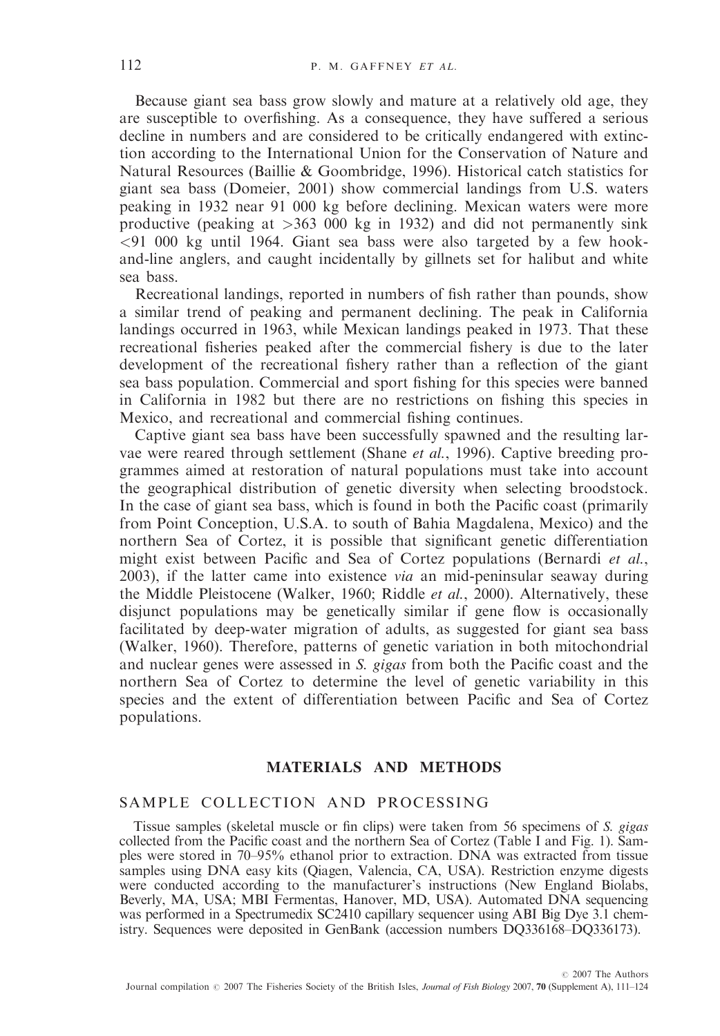Because giant sea bass grow slowly and mature at a relatively old age, they are susceptible to overfishing. As a consequence, they have suffered a serious decline in numbers and are considered to be critically endangered with extinction according to the International Union for the Conservation of Nature and Natural Resources (Baillie & Goombridge, 1996). Historical catch statistics for giant sea bass (Domeier, 2001) show commercial landings from U.S. waters peaking in 1932 near 91 000 kg before declining. Mexican waters were more productive (peaking at >363 000 kg in 1932) and did not permanently sink <91 000 kg until 1964. Giant sea bass were also targeted by a few hook-and-line anglers, and caught incidentally by gillnets set for halibut and white sea bass.

Recreational landings, reported in numbers of fish rather than pounds, show a similar trend of peaking and permanent declining. The peak in California landings occurred in 1963, while Mexican landings peaked in 1973. That these recreational fisheries peaked after the commercial fishery is due to the later development of the recreational fishery rather than a reflection of the giant sea bass population. Commercial and sport fishing for this species were banned in California in 1982 but there are no restrictions on fishing this species in Mexico, and recreational and commercial fishing continues.

Captive giant sea bass have been successfully spawned and the resulting larvae were reared through settlement (Shane *et al.*, 1996). Captive breeding programmes aimed at restoration of natural populations must take into account the geographical distribution of genetic diversity when selecting broodstock. In the case of giant sea bass, which is found in both the Pacific coast (primarily from Point Conception, U.S.A. to south of Bahia Magdalena, Mexico) and the northern Sea of Cortez, it is possible that significant genetic differentiation might exist between Pacific and Sea of Cortez populations (Bernardi *et al.*, 2003), if the latter came into existence *via* an mid-peninsular seaway during the Middle Pleistocene (Walker, 1960; Riddle *et al.*, 2000). Alternatively, these disjunct populations may be genetically similar if gene flow is occasionally facilitated by deep-water migration of adults, as suggested for giant sea bass (Walker, 1960). Therefore, patterns of genetic variation in both mitochondrial and nuclear genes were assessed in *S. gigas* from both the Pacific coast and the northern Sea of Cortez to determine the level of genetic variability in this species and the extent of differentiation between Pacific and Sea of Cortez populations.

## MATERIALS AND METHODS

### SAMPLE COLLECTION AND PROCESSING

Tissue samples (skeletal muscle or fin clips) were taken from 56 specimens of *S. gigas* collected from the Pacific coast and the northern Sea of Cortez (Table I and Fig. 1). Samples were stored in 70–95% ethanol prior to extraction. DNA was extracted from tissue samples using DNA easy kits (Qiagen, Valencia, CA, USA). Restriction enzyme digests were conducted according to the manufacturer's instructions (New England Biolabs, Beverly, MA, USA; MBI Fermentas, Hanover, MD, USA). Automated DNA sequencing was performed in a Spectrumedix SC2410 capillary sequencer using ABI Big Dye 3.1 chemistry. Sequences were deposited in GenBank (accession numbers DQ336168–DQ336173).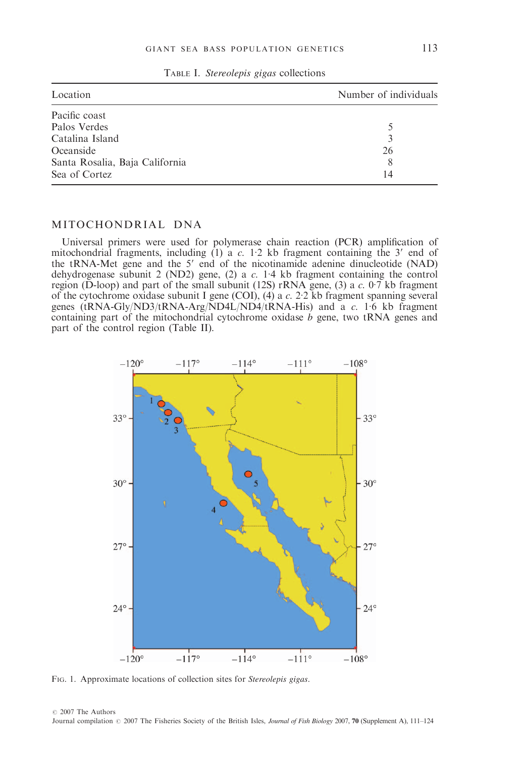TABLE I. *Stereolepis gigas* collections

| Location | Number of individuals |
|---|---|
| Pacific coast | |
| Palos Verdes | 5 |
| Catalina Island | 3 |
| Oceanside | 26 |
| Santa Rosalia, Baja California | 8 |
| Sea of Cortez | 14 |

## MITOCHONDRIAL DNA

Universal primers were used for polymerase chain reaction (PCR) amplification of mitochondrial fragments, including (1) a *c.* 1·2 kb fragment containing the 3′ end of the tRNA-Met gene and the 5′ end of the nicotinamide adenine dinucleotide (NAD) dehydrogenase subunit 2 (ND2) gene, (2) a *c.* 1·4 kb fragment containing the control region (D-loop) and part of the small subunit (12S) rRNA gene, (3) a *c.* 0·7 kb fragment of the cytochrome oxidase subunit I gene (COI), (4) a *c.* 2·2 kb fragment spanning several genes (tRNA-Gly/ND3/tRNA-Arg/ND4L/ND4/tRNA-His) and a *c.* 1·6 kb fragment containing part of the mitochondrial cytochrome oxidase *b* gene, two tRNA genes and part of the control region (Table II).

FIG. 1. Approximate locations of collection sites for *Stereolepis gigas*.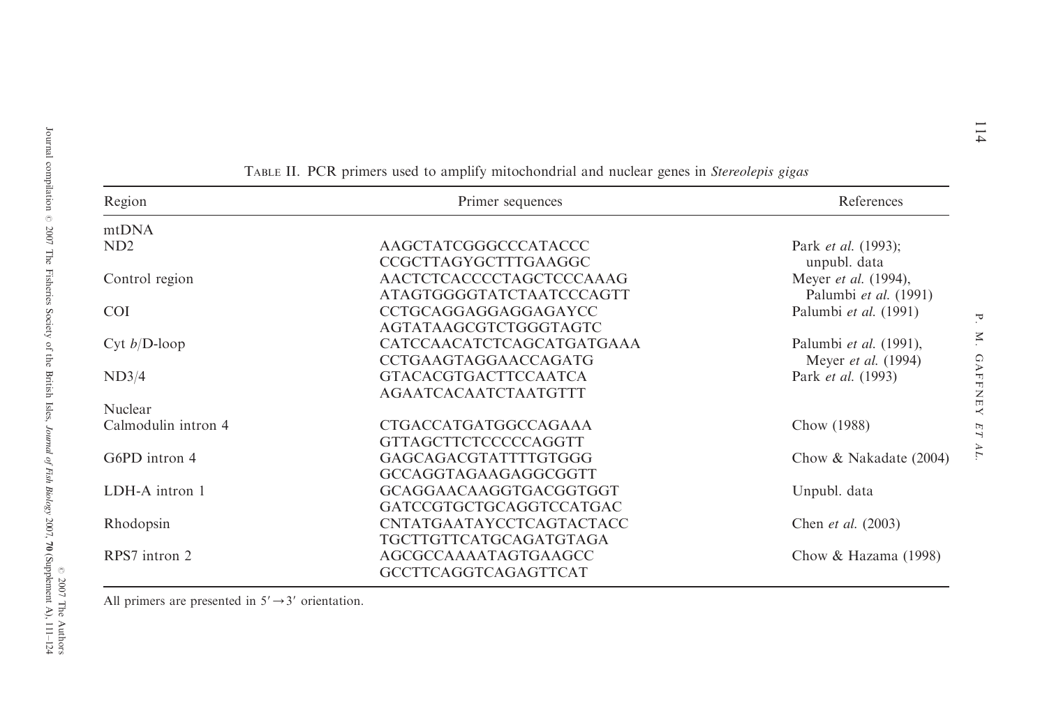TABLE II. PCR primers used to amplify mitochondrial and nuclear genes in *Stereolepis gigas*

| Region | Primer sequences | References |
|---|---|---|
| mtDNA | | |
| ND2 | AAGCTATCGGGCCCATACCC<br>CCGCTTAGYGCTTTGAAGGC | Park *et al.* (1993); unpubl. data |
| Control region | AACTCTCACCCCTAGCTCCCAAAG<br>ATAGTGGGGTATCTAATCCCAGTT | Meyer *et al.* (1994), Palumbi *et al.* (1991) |
| COI | CCTGCAGGAGGAGGAGAYCC<br>AGTATAAGCGTCTGGGTAGTC | Palumbi *et al.* (1991) |
| Cyt *b*/D-loop | CATCCAACATCTCAGCATGATGAAA<br>CCTGAAGTAGGAACCAGATG | Palumbi *et al.* (1991), Meyer *et al.* (1994) |
| ND3/4 | GTACACGTGACTTCCAATCA<br>AGAATCACAATCTAATGTTT | Park *et al.* (1993) |
| Nuclear | | |
| Calmodulin intron 4 | CTGACCATGATGGCCAGAAA<br>GTTAGCTTCTCCCCCAGGTT | Chow (1988) |
| G6PD intron 4 | GAGCAGACGTATTTTGTGGG<br>GCCAGGTAGAAGAGGCGGTT | Chow & Nakadate (2004) |
| LDH-A intron 1 | GCAGGAACAAGGTGACGGTGGT<br>GATCCGTGCTGCAGGTCCATGAC | Unpubl. data |
| Rhodopsin | CNTATGAATAYCCTCAGTACTACC<br>TGCTTGTTCATGCAGATGTAGA | Chen *et al.* (2003) |
| RPS7 intron 2 | AGCGCCAAAATAGTGAAGCC<br>GCCTTCAGGTCAGAGTTCAT | Chow & Hazama (1998) |

All primers are presented in $5' \rightarrow 3'$ orientation.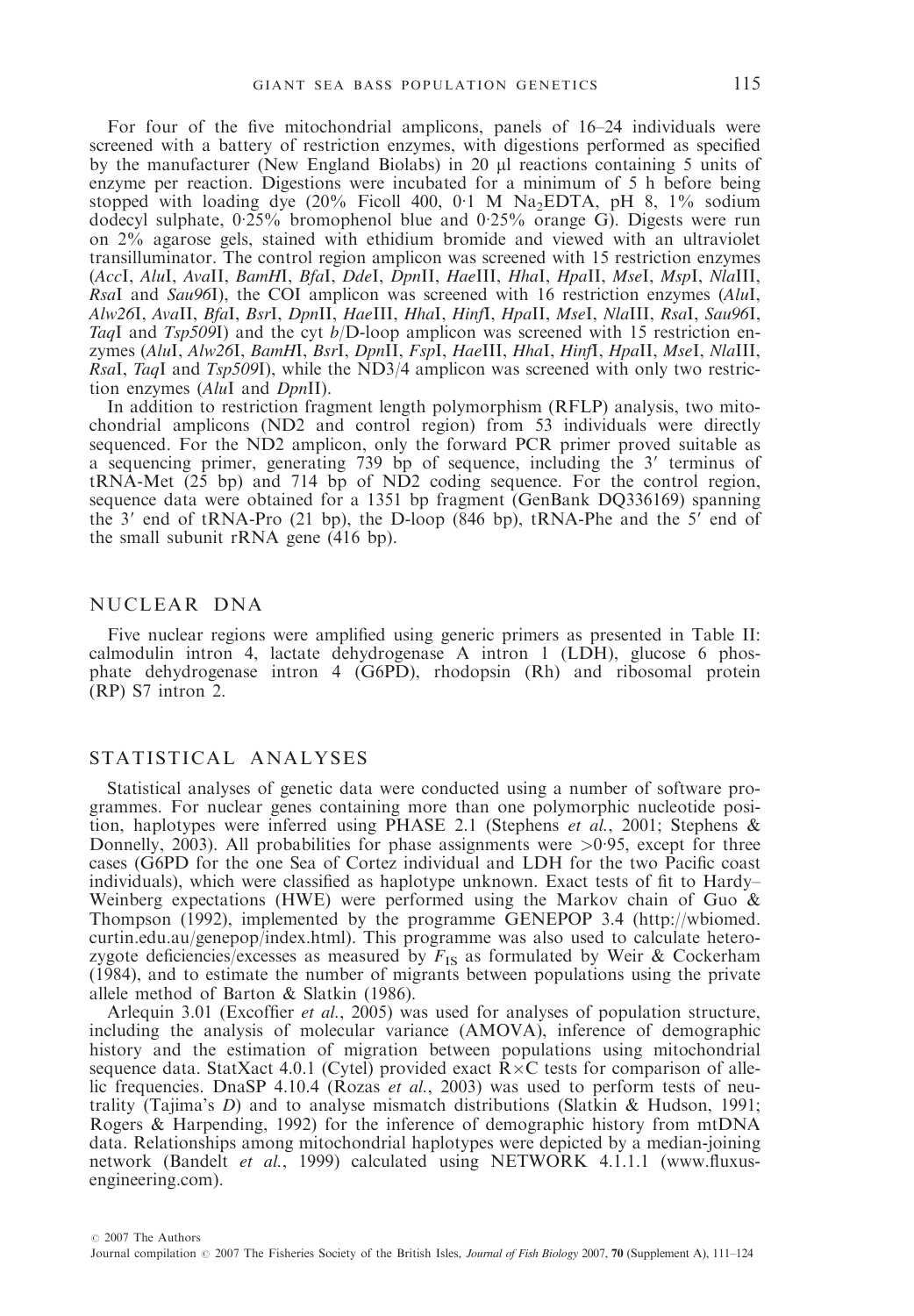For four of the five mitochondrial amplicons, panels of 16–24 individuals were screened with a battery of restriction enzymes, with digestions performed as specified by the manufacturer (New England Biolabs) in 20 µl reactions containing 5 units of enzyme per reaction. Digestions were incubated for a minimum of 5 h before being stopped with loading dye (20% Ficoll 400, 0·1 M $Na_2EDTA$, pH 8, 1% sodium dodecyl sulphate, 0·25% bromophenol blue and 0·25% orange G). Digests were run on 2% agarose gels, stained with ethidium bromide and viewed with an ultraviolet transilluminator. The control region amplicon was screened with 15 restriction enzymes (*Acc*I, *Alu*I, *Ava*II, *Bam*HI, *Bfa*I, *Dde*I, *Dpn*II, *Hae*III, *Hha*I, *Hpa*II, *Mse*I, *Msp*I, *Nla*III, *Rsa*I and *Sau96*I), the COI amplicon was screened with 16 restriction enzymes (*Alu*I, *Alw26*I, *Ava*II, *Bfa*I, *Bsr*I, *Dpn*II, *Hae*III, *Hha*I, *Hinf*I, *Hpa*II, *Mse*I, *Nla*III, *Rsa*I, *Sau96*I, *Taq*I and *Tsp509*I) and the cyt *b*/D-loop amplicon was screened with 15 restriction enzymes (*Alu*I, *Alw26*I, *Bam*HI, *Bsr*I, *Dpn*II, *Fsp*I, *Hae*III, *Hha*I, *Hinf*I, *Hpa*II, *Mse*I, *Nla*III, *Rsa*I, *Taq*I and *Tsp509*I), while the ND3/4 amplicon was screened with only two restriction enzymes (*Alu*I and *Dpn*II).

In addition to restriction fragment length polymorphism (RFLP) analysis, two mitochondrial amplicons (ND2 and control region) from 53 individuals were directly sequenced. For the ND2 amplicon, only the forward PCR primer proved suitable as a sequencing primer, generating 739 bp of sequence, including the 3′ terminus of tRNA-Met (25 bp) and 714 bp of ND2 coding sequence. For the control region, sequence data were obtained for a 1351 bp fragment (GenBank DQ336169) spanning the 3′ end of tRNA-Pro (21 bp), the D-loop (846 bp), tRNA-Phe and the 5′ end of the small subunit rRNA gene (416 bp).

## NUCLEAR DNA

Five nuclear regions were amplified using generic primers as presented in Table II: calmodulin intron 4, lactate dehydrogenase A intron 1 (LDH), glucose 6 phosphate dehydrogenase intron 4 (G6PD), rhodopsin (Rh) and ribosomal protein (RP) S7 intron 2.

## STATISTICAL ANALYSES

Statistical analyses of genetic data were conducted using a number of software programmes. For nuclear genes containing more than one polymorphic nucleotide position, haplotypes were inferred using PHASE 2.1 (Stephens *et al.*, 2001; Stephens & Donnelly, 2003). All probabilities for phase assignments were >0·95, except for three cases (G6PD for the one Sea of Cortez individual and LDH for the two Pacific coast individuals), which were classified as haplotype unknown. Exact tests of fit to Hardy–Weinberg expectations (HWE) were performed using the Markov chain of Guo & Thompson (1992), implemented by the programme GENEPOP 3.4 (http://wbiomed.curtin.edu.au/genepop/index.html). This programme was also used to calculate heterozygote deficiencies/excesses as measured by $F_{IS}$ as formulated by Weir & Cockerham (1984), and to estimate the number of migrants between populations using the private allele method of Barton & Slatkin (1986).

Arlequin 3.01 (Excoffier *et al.*, 2005) was used for analyses of population structure, including the analysis of molecular variance (AMOVA), inference of demographic history and the estimation of migration between populations using mitochondrial sequence data. StatXact 4.0.1 (Cytel) provided exact $R \times C$ tests for comparison of allelic frequencies. DnaSP 4.10.4 (Rozas *et al.*, 2003) was used to perform tests of neutrality (Tajima's *D*) and to analyse mismatch distributions (Slatkin & Hudson, 1991; Rogers & Harpending, 1992) for the inference of demographic history from mtDNA data. Relationships among mitochondrial haplotypes were depicted by a median-joining network (Bandelt *et al.*, 1999) calculated using NETWORK 4.1.1.1 (www.fluxus-engineering.com).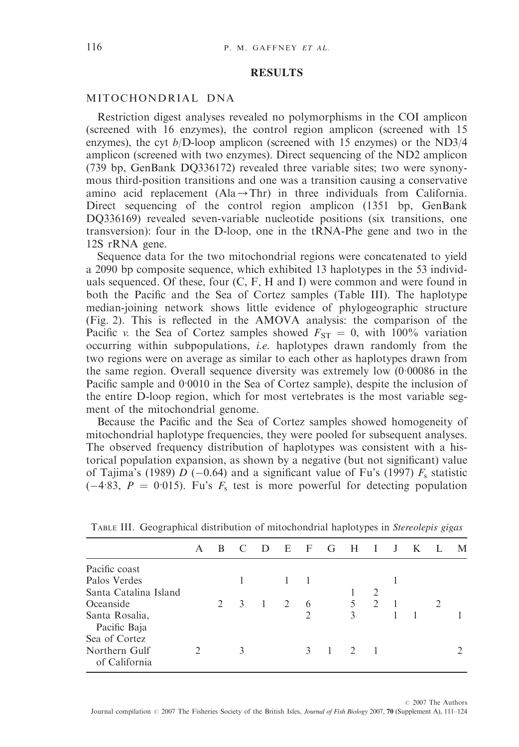## RESULTS

### MITOCHONDRIAL DNA

Restriction digest analyses revealed no polymorphisms in the COI amplicon (screened with 16 enzymes), the control region amplicon (screened with 15 enzymes), the cyt *b*/D-loop amplicon (screened with 15 enzymes) or the ND3/4 amplicon (screened with two enzymes). Direct sequencing of the ND2 amplicon (739 bp, GenBank DQ336172) revealed three variable sites; two were synonymous third-position transitions and one was a transition causing a conservative amino acid replacement (Ala→Thr) in three individuals from California. Direct sequencing of the control region amplicon (1351 bp, GenBank DQ336169) revealed seven-variable nucleotide positions (six transitions, one transversion): four in the D-loop, one in the tRNA-Phe gene and two in the 12S rRNA gene.

Sequence data for the two mitochondrial regions were concatenated to yield a 2090 bp composite sequence, which exhibited 13 haplotypes in the 53 individuals sequenced. Of these, four (C, F, H and I) were common and were found in both the Pacific and the Sea of Cortez samples (Table III). The haplotype median-joining network shows little evidence of phylogeographic structure (Fig. 2). This is reflected in the AMOVA analysis: the comparison of the Pacific *v.* the Sea of Cortez samples showed $F_{ST} = 0$, with 100% variation occurring within subpopulations, *i.e.* haplotypes drawn randomly from the two regions were on average as similar to each other as haplotypes drawn from the same region. Overall sequence diversity was extremely low (0·00086 in the Pacific sample and 0·0010 in the Sea of Cortez sample), despite the inclusion of the entire D-loop region, which for most vertebrates is the most variable segment of the mitochondrial genome.

Because the Pacific and the Sea of Cortez samples showed homogeneity of mitochondrial haplotype frequencies, they were pooled for subsequent analyses. The observed frequency distribution of haplotypes was consistent with a historical population expansion, as shown by a negative (but not significant) value of Tajima's (1989) $D$ (−0.64) and a significant value of Fu's (1997) $F_s$ statistic (−4·83, $P = 0·015$). Fu's $F_s$ test is more powerful for detecting population

TABLE III. Geographical distribution of mitochondrial haplotypes in *Stereolepis gigas*

| | A | B | C | D | E | F | G | H | I | J | K | L | M |
|---|---|---|---|---|---|---|---|---|---|---|---|---|---|
| Pacific coast | | | | | | | | | | | | | |
| Palos Verdes | | | 1 | | 1 | 1 | | | | 1 | | | |
| Santa Catalina Island | | | | | | | | 1 | 2 | | | | |
| Oceanside | | 2 | 3 | 1 | 2 | 6 | | 5 | 2 | 1 | | 2 | |
| Santa Rosalia, Pacific Baja | | | | | | 2 | | 3 | | 1 | 1 | | 1 |
| Sea of Cortez | | | | | | | | | | | | | |
| Northern Gulf of California | 2 | | 3 | | | 3 | 1 | 2 | 1 | | | | 2 |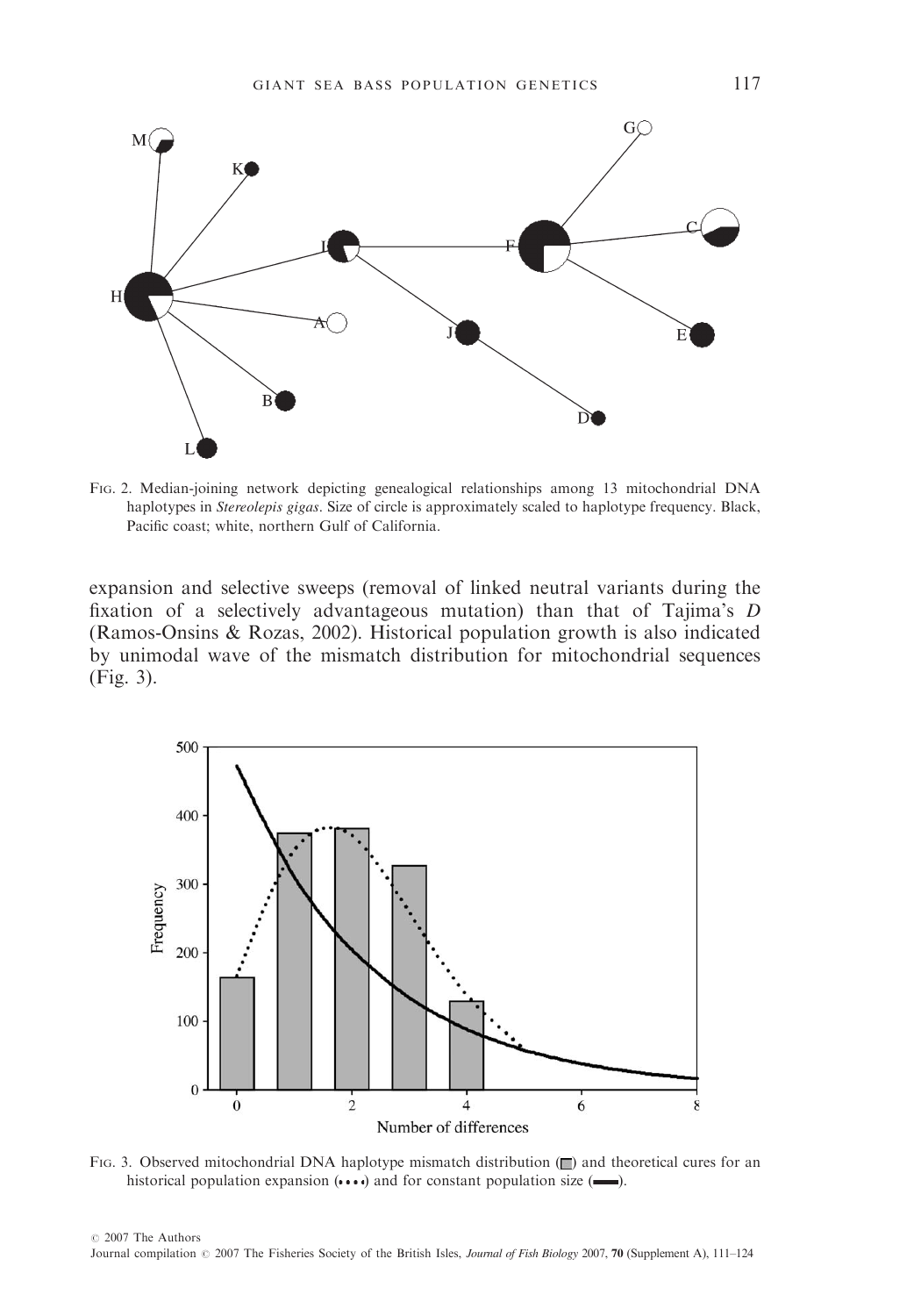FIG. 2. Median-joining network depicting genealogical relationships among 13 mitochondrial DNA haplotypes in *Stereolepis gigas*. Size of circle is approximately scaled to haplotype frequency. Black, Pacific coast; white, northern Gulf of California.

expansion and selective sweeps (removal of linked neutral variants during the fixation of a selectively advantageous mutation) than that of Tajima's *D* (Ramos-Onsins & Rozas, 2002). Historical population growth is also indicated by unimodal wave of the mismatch distribution for mitochondrial sequences (Fig. 3).

FIG. 3. Observed mitochondrial DNA haplotype mismatch distribution (▭) and theoretical cures for an historical population expansion (••••) and for constant population size (▬).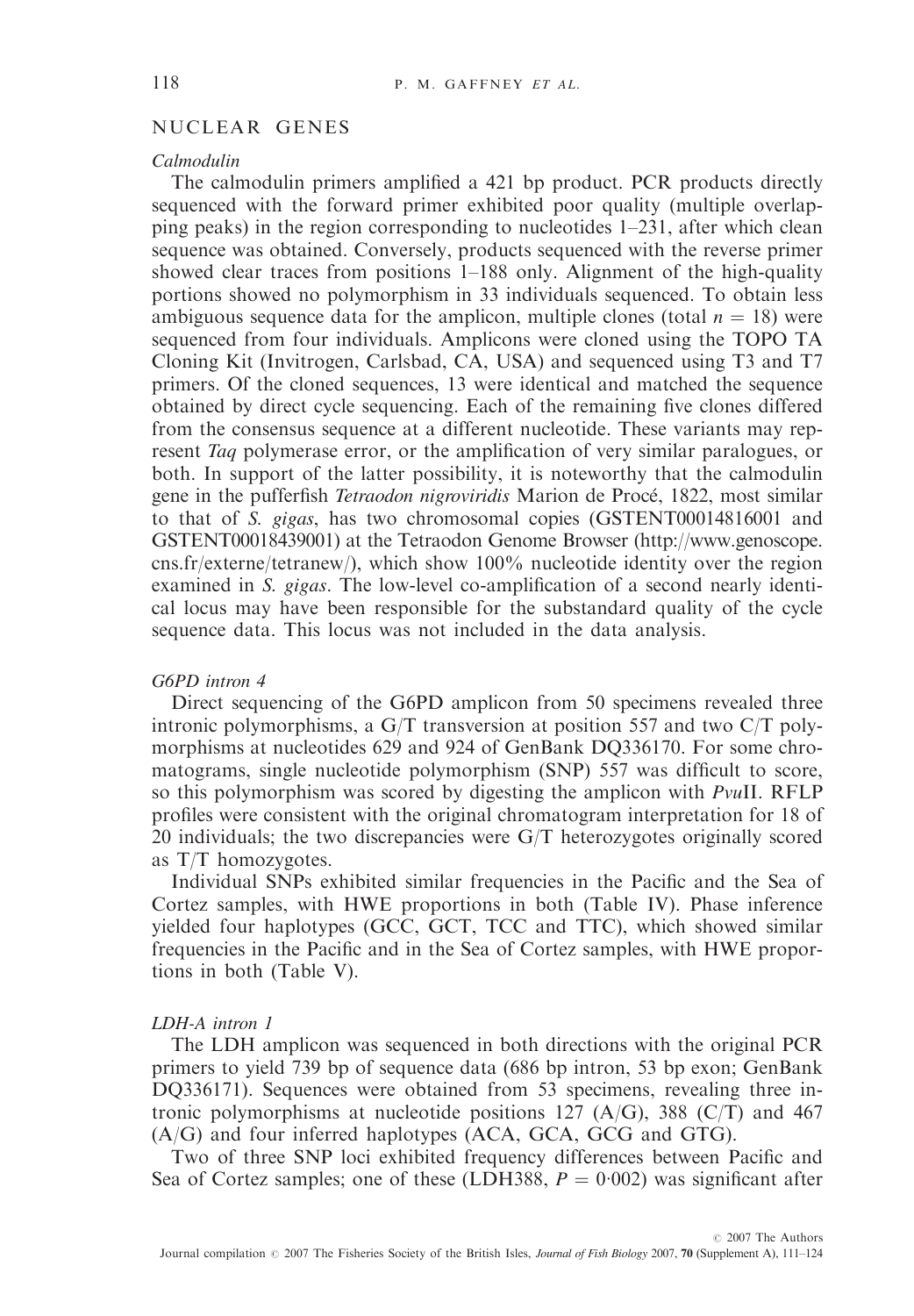## NUCLEAR GENES

### *Calmodulin*

The calmodulin primers amplified a 421 bp product. PCR products directly sequenced with the forward primer exhibited poor quality (multiple overlapping peaks) in the region corresponding to nucleotides 1–231, after which clean sequence was obtained. Conversely, products sequenced with the reverse primer showed clear traces from positions 1–188 only. Alignment of the high-quality portions showed no polymorphism in 33 individuals sequenced. To obtain less ambiguous sequence data for the amplicon, multiple clones (total $n = 18$) were sequenced from four individuals. Amplicons were cloned using the TOPO TA Cloning Kit (Invitrogen, Carlsbad, CA, USA) and sequenced using T3 and T7 primers. Of the cloned sequences, 13 were identical and matched the sequence obtained by direct cycle sequencing. Each of the remaining five clones differed from the consensus sequence at a different nucleotide. These variants may represent *Taq* polymerase error, or the amplification of very similar paralogues, or both. In support of the latter possibility, it is noteworthy that the calmodulin gene in the pufferfish *Tetraodon nigroviridis* Marion de Procé, 1822, most similar to that of *S. gigas*, has two chromosomal copies (GSTENT00014816001 and GSTENT00018439001) at the Tetraodon Genome Browser (http://www.genoscope.cns.fr/externe/tetranew/), which show 100% nucleotide identity over the region examined in *S. gigas*. The low-level co-amplification of a second nearly identical locus may have been responsible for the substandard quality of the cycle sequence data. This locus was not included in the data analysis.

### *G6PD intron 4*

Direct sequencing of the G6PD amplicon from 50 specimens revealed three intronic polymorphisms, a G/T transversion at position 557 and two C/T polymorphisms at nucleotides 629 and 924 of GenBank DQ336170. For some chromatograms, single nucleotide polymorphism (SNP) 557 was difficult to score, so this polymorphism was scored by digesting the amplicon with *Pvu*II. RFLP profiles were consistent with the original chromatogram interpretation for 18 of 20 individuals; the two discrepancies were G/T heterozygotes originally scored as T/T homozygotes.

Individual SNPs exhibited similar frequencies in the Pacific and the Sea of Cortez samples, with HWE proportions in both (Table IV). Phase inference yielded four haplotypes (GCC, GCT, TCC and TTC), which showed similar frequencies in the Pacific and in the Sea of Cortez samples, with HWE proportions in both (Table V).

### *LDH-A intron 1*

The LDH amplicon was sequenced in both directions with the original PCR primers to yield 739 bp of sequence data (686 bp intron, 53 bp exon; GenBank DQ336171). Sequences were obtained from 53 specimens, revealing three intronic polymorphisms at nucleotide positions 127 (A/G), 388 (C/T) and 467 (A/G) and four inferred haplotypes (ACA, GCA, GCG and GTG).

Two of three SNP loci exhibited frequency differences between Pacific and Sea of Cortez samples; one of these (LDH388, $P = 0{\cdot}002$) was significant after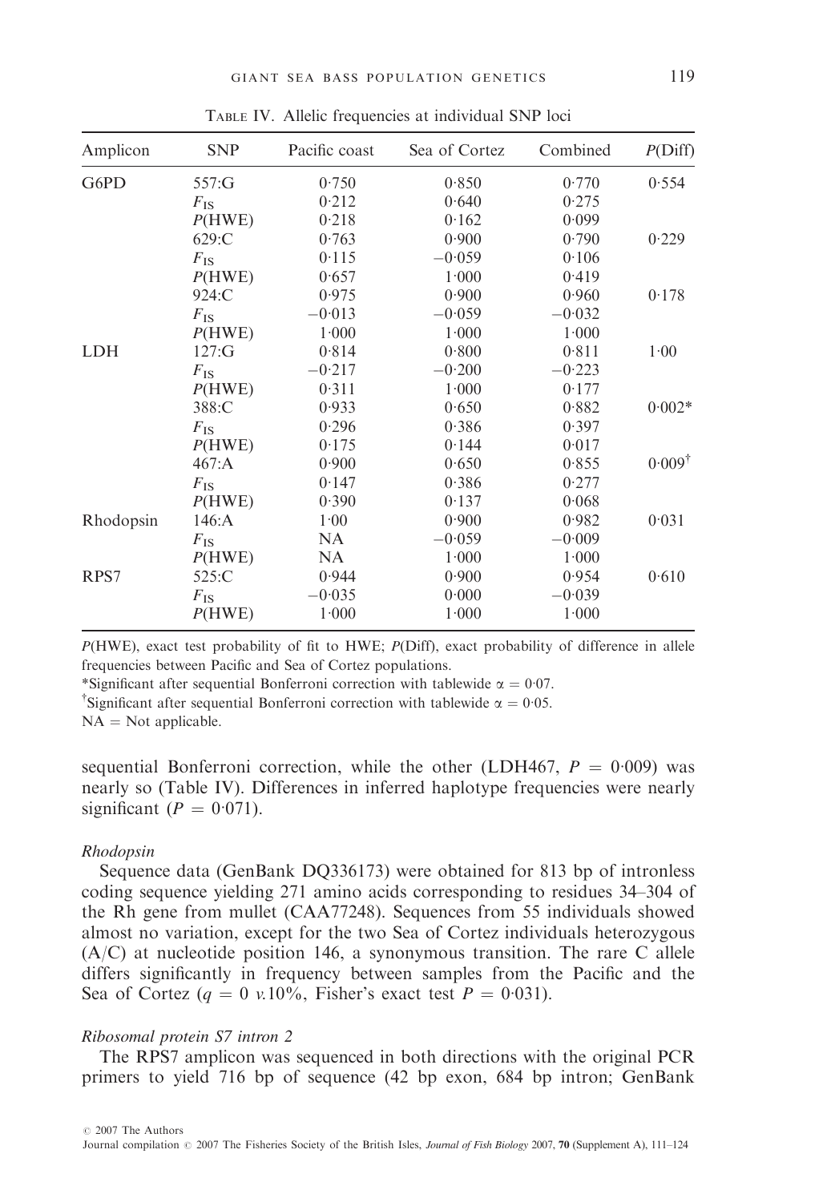Table IV. Allelic frequencies at individual SNP loci

| Amplicon | SNP | Pacific coast | Sea of Cortez | Combined | $P$(Diff) |
|---|---|---|---|---|---|
| G6PD | 557:G | 0·750 | 0·850 | 0·770 | 0·554 |
| | $F_{IS}$ | 0·212 | 0·640 | 0·275 | |
| | $P$(HWE) | 0·218 | 0·162 | 0·099 | |
| | 629:C | 0·763 | 0·900 | 0·790 | 0·229 |
| | $F_{IS}$ | 0·115 | −0·059 | 0·106 | |
| | $P$(HWE) | 0·657 | 1·000 | 0·419 | |
| | 924:C | 0·975 | 0·900 | 0·960 | 0·178 |
| | $F_{IS}$ | −0·013 | −0·059 | −0·032 | |
| | $P$(HWE) | 1·000 | 1·000 | 1·000 | |
| LDH | 127:G | 0·814 | 0·800 | 0·811 | 1·00 |
| | $F_{IS}$ | −0·217 | −0·200 | −0·223 | |
| | $P$(HWE) | 0·311 | 1·000 | 0·177 | |
| | 388:C | 0·933 | 0·650 | 0·882 | 0·002* |
| | $F_{IS}$ | 0·296 | 0·386 | 0·397 | |
| | $P$(HWE) | 0·175 | 0·144 | 0·017 | |
| | 467:A | 0·900 | 0·650 | 0·855 | 0·009† |
| | $F_{IS}$ | 0·147 | 0·386 | 0·277 | |
| | $P$(HWE) | 0·390 | 0·137 | 0·068 | |
| Rhodopsin | 146:A | 1·00 | 0·900 | 0·982 | 0·031 |
| | $F_{IS}$ | NA | −0·059 | −0·009 | |
| | $P$(HWE) | NA | 1·000 | 1·000 | |
| RPS7 | 525:C | 0·944 | 0·900 | 0·954 | 0·610 |
| | $F_{IS}$ | −0·035 | 0·000 | −0·039 | |
| | $P$(HWE) | 1·000 | 1·000 | 1·000 | |

$P$(HWE), exact test probability of fit to HWE; $P$(Diff), exact probability of difference in allele frequencies between Pacific and Sea of Cortez populations.

*Significant after sequential Bonferroni correction with tablewide $\alpha = 0·07$.

†Significant after sequential Bonferroni correction with tablewide $\alpha = 0·05$.

NA = Not applicable.

sequential Bonferroni correction, while the other (LDH467, $P = 0·009$) was nearly so (Table IV). Differences in inferred haplotype frequencies were nearly significant ($P = 0·071$).

### *Rhodopsin*

Sequence data (GenBank DQ336173) were obtained for 813 bp of intronless coding sequence yielding 271 amino acids corresponding to residues 34–304 of the Rh gene from mullet (CAA77248). Sequences from 55 individuals showed almost no variation, except for the two Sea of Cortez individuals heterozygous (A/C) at nucleotide position 146, a synonymous transition. The rare C allele differs significantly in frequency between samples from the Pacific and the Sea of Cortez ($q = 0$ *v.*10%, Fisher's exact test $P = 0·031$).

### *Ribosomal protein S7 intron 2*

The RPS7 amplicon was sequenced in both directions with the original PCR primers to yield 716 bp of sequence (42 bp exon, 684 bp intron; GenBank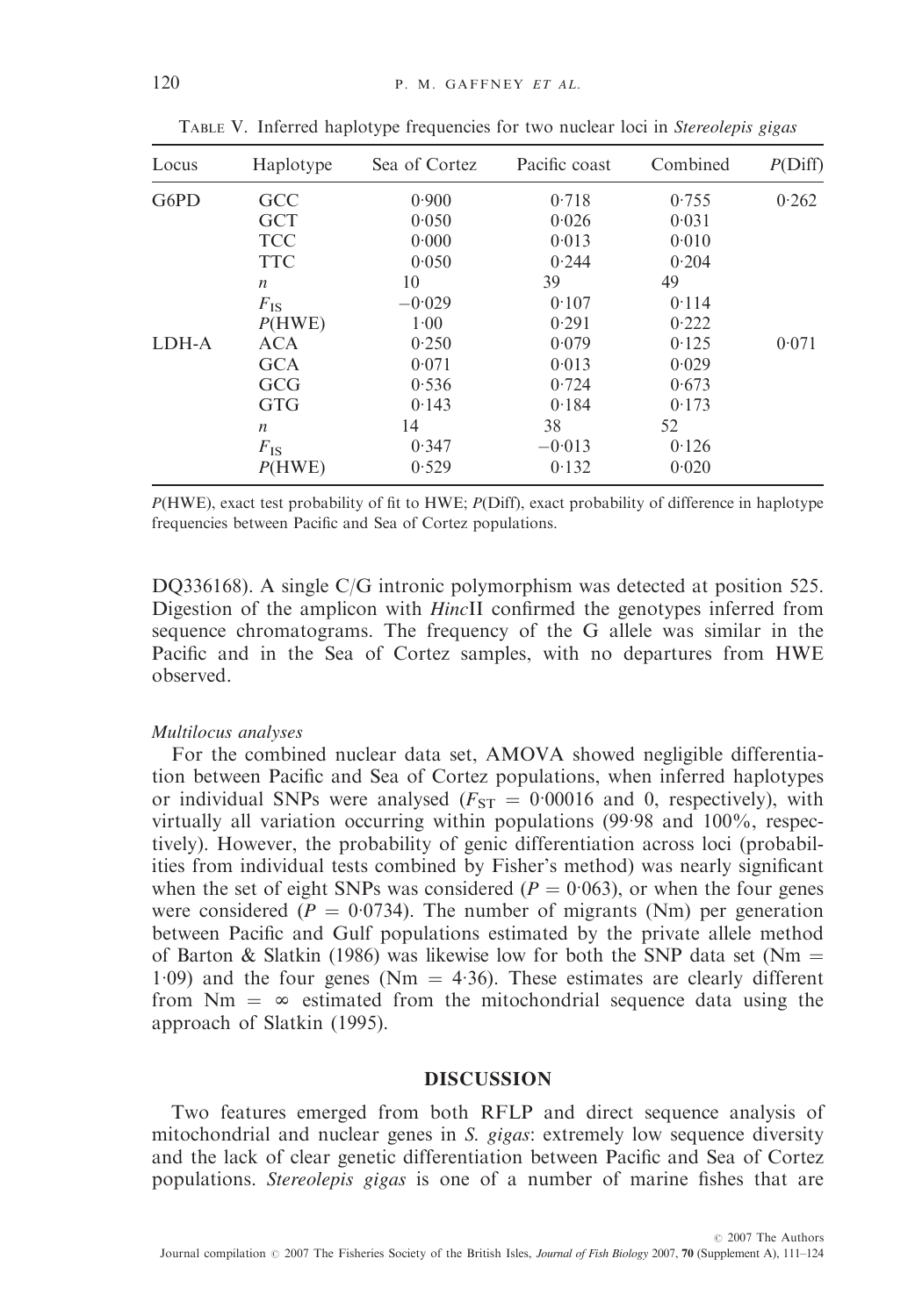TABLE V. Inferred haplotype frequencies for two nuclear loci in *Stereolepis gigas*

| Locus | Haplotype | Sea of Cortez | Pacific coast | Combined | $P$(Diff) |
|---|---|---|---|---|---|
| G6PD | GCC | 0·900 | 0·718 | 0·755 | 0·262 |
| | GCT | 0·050 | 0·026 | 0·031 | |
| | TCC | 0·000 | 0·013 | 0·010 | |
| | TTC | 0·050 | 0·244 | 0·204 | |
| | $n$ | 10 | 39 | 49 | |
| | $F_{IS}$ | −0·029 | 0·107 | 0·114 | |
| | $P$(HWE) | 1·00 | 0·291 | 0·222 | |
| LDH-A | ACA | 0·250 | 0·079 | 0·125 | 0·071 |
| | GCA | 0·071 | 0·013 | 0·029 | |
| | GCG | 0·536 | 0·724 | 0·673 | |
| | GTG | 0·143 | 0·184 | 0·173 | |
| | $n$ | 14 | 38 | 52 | |
| | $F_{IS}$ | 0·347 | −0·013 | 0·126 | |
| | $P$(HWE) | 0·529 | 0·132 | 0·020 | |

$P$(HWE), exact test probability of fit to HWE; $P$(Diff), exact probability of difference in haplotype frequencies between Pacific and Sea of Cortez populations.

DQ336168). A single C/G intronic polymorphism was detected at position 525. Digestion of the amplicon with *Hinc*II confirmed the genotypes inferred from sequence chromatograms. The frequency of the G allele was similar in the Pacific and in the Sea of Cortez samples, with no departures from HWE observed.

*Multilocus analyses*

For the combined nuclear data set, AMOVA showed negligible differentiation between Pacific and Sea of Cortez populations, when inferred haplotypes or individual SNPs were analysed ($F_{ST}$ = 0·00016 and 0, respectively), with virtually all variation occurring within populations (99·98 and 100%, respectively). However, the probability of genic differentiation across loci (probabilities from individual tests combined by Fisher's method) was nearly significant when the set of eight SNPs was considered ($P$ = 0·063), or when the four genes were considered ($P$ = 0·0734). The number of migrants (Nm) per generation between Pacific and Gulf populations estimated by the private allele method of Barton & Slatkin (1986) was likewise low for both the SNP data set (Nm = 1·09) and the four genes (Nm = 4·36). These estimates are clearly different from Nm = $\infty$ estimated from the mitochondrial sequence data using the approach of Slatkin (1995).

## DISCUSSION

Two features emerged from both RFLP and direct sequence analysis of mitochondrial and nuclear genes in *S. gigas*: extremely low sequence diversity and the lack of clear genetic differentiation between Pacific and Sea of Cortez populations. *Stereolepis gigas* is one of a number of marine fishes that are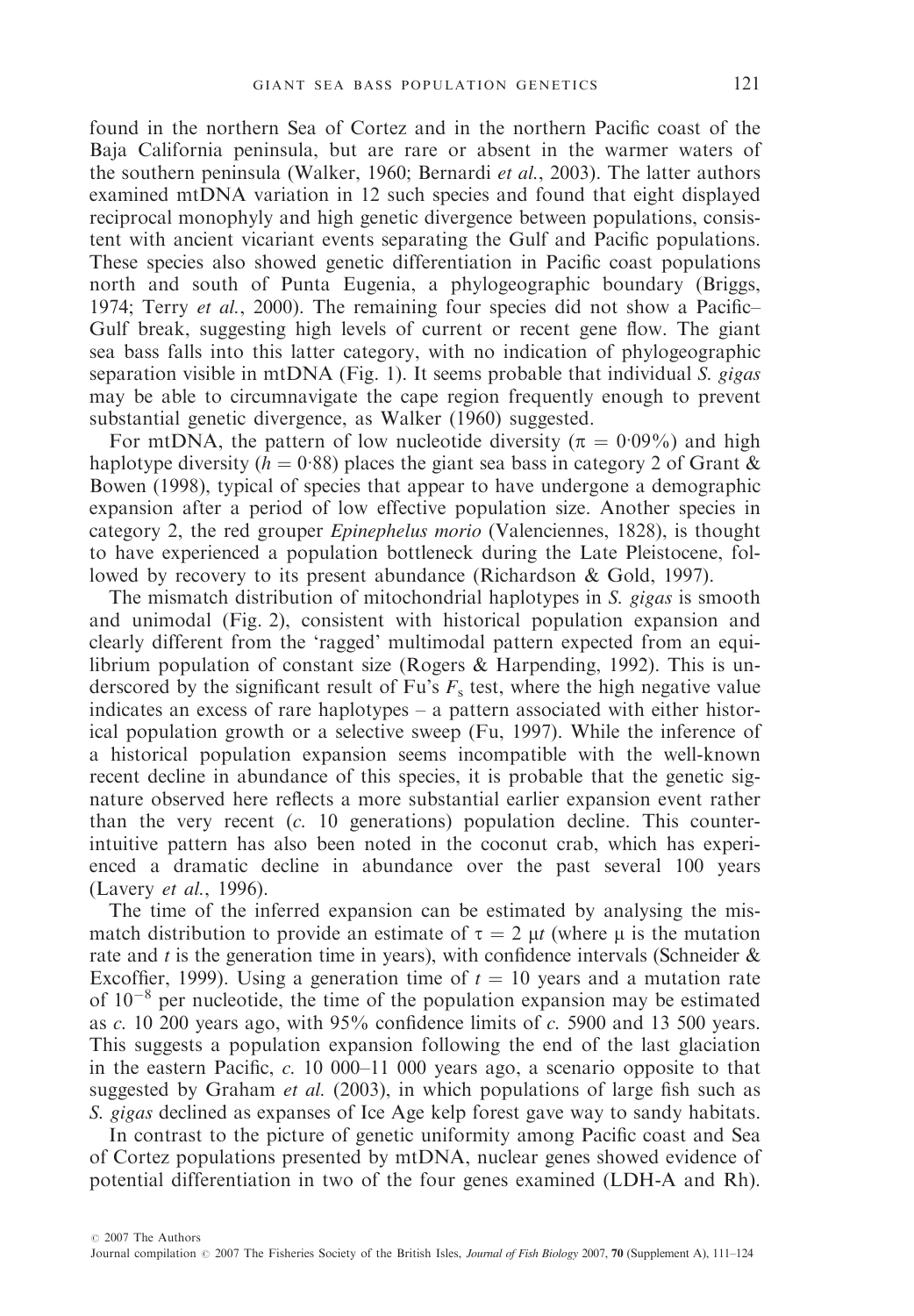found in the northern Sea of Cortez and in the northern Pacific coast of the Baja California peninsula, but are rare or absent in the warmer waters of the southern peninsula (Walker, 1960; Bernardi *et al.*, 2003). The latter authors examined mtDNA variation in 12 such species and found that eight displayed reciprocal monophyly and high genetic divergence between populations, consistent with ancient vicariant events separating the Gulf and Pacific populations. These species also showed genetic differentiation in Pacific coast populations north and south of Punta Eugenia, a phylogeographic boundary (Briggs, 1974; Terry *et al.*, 2000). The remaining four species did not show a Pacific–Gulf break, suggesting high levels of current or recent gene flow. The giant sea bass falls into this latter category, with no indication of phylogeographic separation visible in mtDNA (Fig. 1). It seems probable that individual *S. gigas* may be able to circumnavigate the cape region frequently enough to prevent substantial genetic divergence, as Walker (1960) suggested.

For mtDNA, the pattern of low nucleotide diversity ($\pi = 0.09\%$) and high haplotype diversity ($h = 0.88$) places the giant sea bass in category 2 of Grant & Bowen (1998), typical of species that appear to have undergone a demographic expansion after a period of low effective population size. Another species in category 2, the red grouper *Epinephelus morio* (Valenciennes, 1828), is thought to have experienced a population bottleneck during the Late Pleistocene, followed by recovery to its present abundance (Richardson & Gold, 1997).

The mismatch distribution of mitochondrial haplotypes in *S. gigas* is smooth and unimodal (Fig. 2), consistent with historical population expansion and clearly different from the 'ragged' multimodal pattern expected from an equilibrium population of constant size (Rogers & Harpending, 1992). This is underscored by the significant result of Fu's $F_s$ test, where the high negative value indicates an excess of rare haplotypes – a pattern associated with either historical population growth or a selective sweep (Fu, 1997). While the inference of a historical population expansion seems incompatible with the well-known recent decline in abundance of this species, it is probable that the genetic signature observed here reflects a more substantial earlier expansion event rather than the very recent (*c.* 10 generations) population decline. This counterintuitive pattern has also been noted in the coconut crab, which has experienced a dramatic decline in abundance over the past several 100 years (Lavery *et al.*, 1996).

The time of the inferred expansion can be estimated by analysing the mismatch distribution to provide an estimate of $\tau = 2\ \mu t$ (where $\mu$ is the mutation rate and $t$ is the generation time in years), with confidence intervals (Schneider & Excoffier, 1999). Using a generation time of $t = 10$ years and a mutation rate of $10^{-8}$ per nucleotide, the time of the population expansion may be estimated as *c.* 10 200 years ago, with 95% confidence limits of *c.* 5900 and 13 500 years. This suggests a population expansion following the end of the last glaciation in the eastern Pacific, *c.* 10 000–11 000 years ago, a scenario opposite to that suggested by Graham *et al.* (2003), in which populations of large fish such as *S. gigas* declined as expanses of Ice Age kelp forest gave way to sandy habitats.

In contrast to the picture of genetic uniformity among Pacific coast and Sea of Cortez populations presented by mtDNA, nuclear genes showed evidence of potential differentiation in two of the four genes examined (LDH-A and Rh).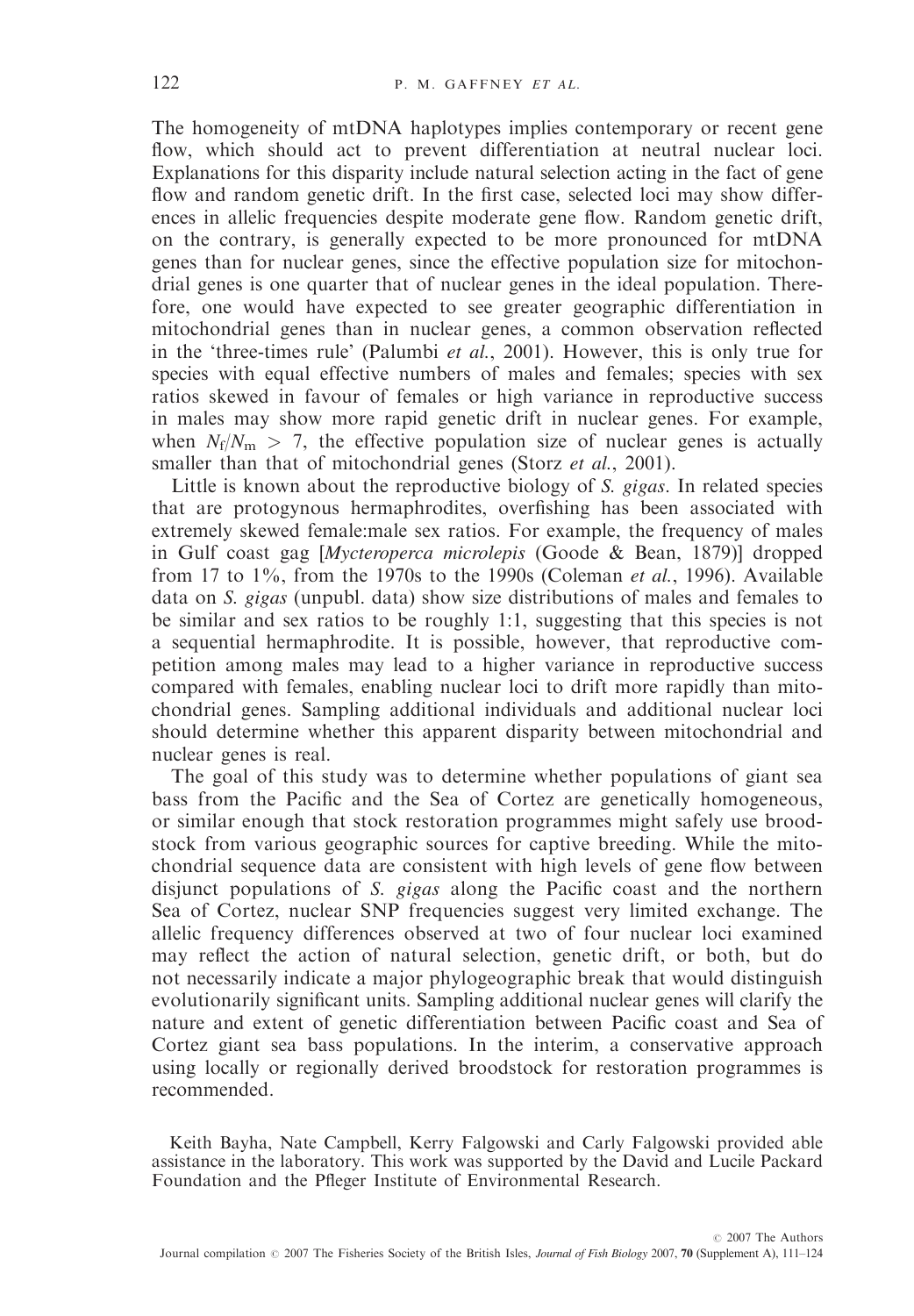The homogeneity of mtDNA haplotypes implies contemporary or recent gene flow, which should act to prevent differentiation at neutral nuclear loci. Explanations for this disparity include natural selection acting in the fact of gene flow and random genetic drift. In the first case, selected loci may show differences in allelic frequencies despite moderate gene flow. Random genetic drift, on the contrary, is generally expected to be more pronounced for mtDNA genes than for nuclear genes, since the effective population size for mitochondrial genes is one quarter that of nuclear genes in the ideal population. Therefore, one would have expected to see greater geographic differentiation in mitochondrial genes than in nuclear genes, a common observation reflected in the 'three-times rule' (Palumbi *et al.*, 2001). However, this is only true for species with equal effective numbers of males and females; species with sex ratios skewed in favour of females or high variance in reproductive success in males may show more rapid genetic drift in nuclear genes. For example, when $N_f/N_m > 7$, the effective population size of nuclear genes is actually smaller than that of mitochondrial genes (Storz *et al.*, 2001).

Little is known about the reproductive biology of *S. gigas*. In related species that are protogynous hermaphrodites, overfishing has been associated with extremely skewed female:male sex ratios. For example, the frequency of males in Gulf coast gag [*Mycteroperca microlepis* (Goode & Bean, 1879)] dropped from 17 to 1%, from the 1970s to the 1990s (Coleman *et al.*, 1996). Available data on *S. gigas* (unpubl. data) show size distributions of males and females to be similar and sex ratios to be roughly 1:1, suggesting that this species is not a sequential hermaphrodite. It is possible, however, that reproductive competition among males may lead to a higher variance in reproductive success compared with females, enabling nuclear loci to drift more rapidly than mitochondrial genes. Sampling additional individuals and additional nuclear loci should determine whether this apparent disparity between mitochondrial and nuclear genes is real.

The goal of this study was to determine whether populations of giant sea bass from the Pacific and the Sea of Cortez are genetically homogeneous, or similar enough that stock restoration programmes might safely use broodstock from various geographic sources for captive breeding. While the mitochondrial sequence data are consistent with high levels of gene flow between disjunct populations of *S. gigas* along the Pacific coast and the northern Sea of Cortez, nuclear SNP frequencies suggest very limited exchange. The allelic frequency differences observed at two of four nuclear loci examined may reflect the action of natural selection, genetic drift, or both, but do not necessarily indicate a major phylogeographic break that would distinguish evolutionarily significant units. Sampling additional nuclear genes will clarify the nature and extent of genetic differentiation between Pacific coast and Sea of Cortez giant sea bass populations. In the interim, a conservative approach using locally or regionally derived broodstock for restoration programmes is recommended.

Keith Bayha, Nate Campbell, Kerry Falgowski and Carly Falgowski provided able assistance in the laboratory. This work was supported by the David and Lucile Packard Foundation and the Pfleger Institute of Environmental Research.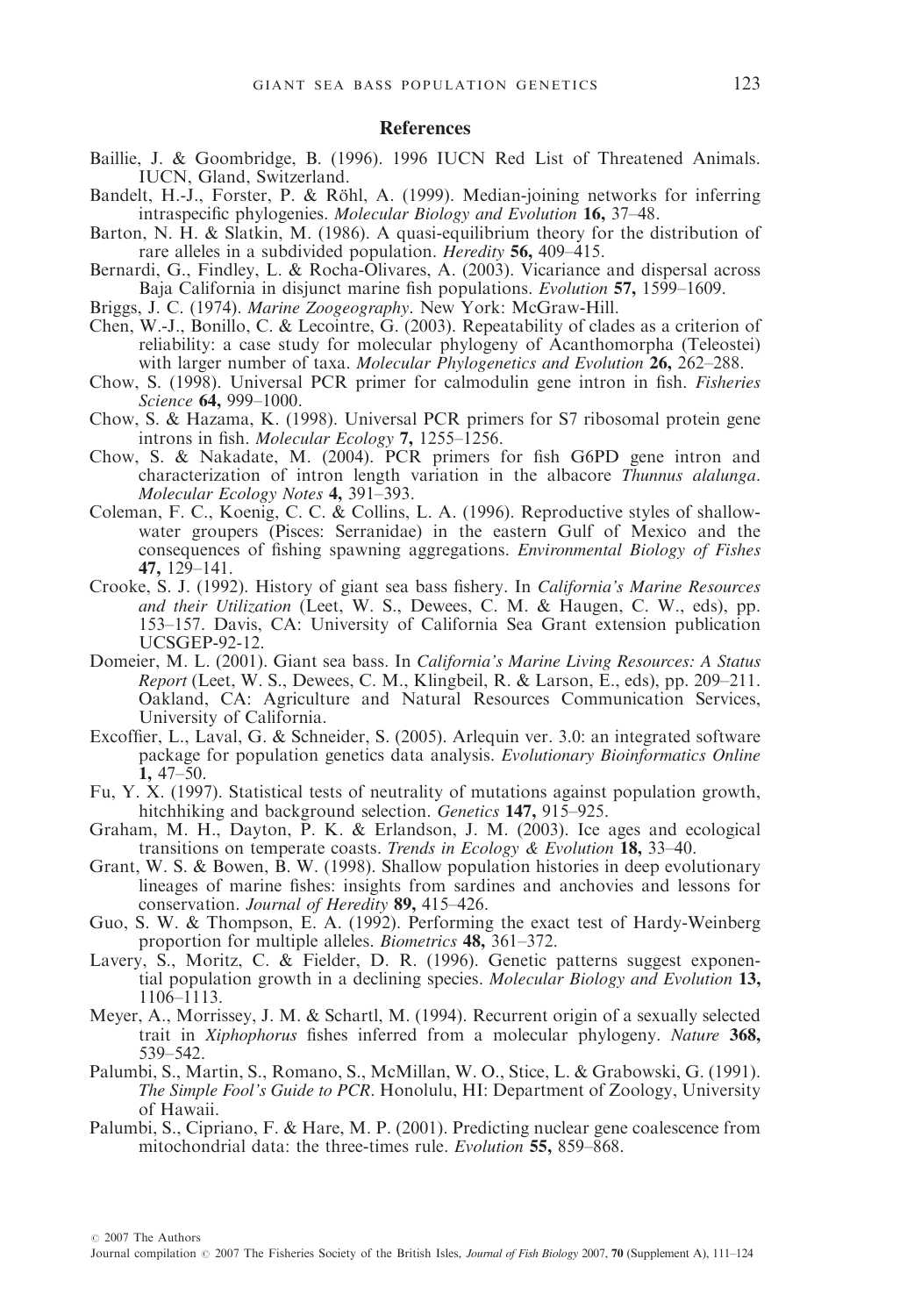## References

Baillie, J. & Goombridge, B. (1996). 1996 IUCN Red List of Threatened Animals. IUCN, Gland, Switzerland.

Bandelt, H.-J., Forster, P. & Röhl, A. (1999). Median-joining networks for inferring intraspecific phylogenies. *Molecular Biology and Evolution* **16,** 37–48.

Barton, N. H. & Slatkin, M. (1986). A quasi-equilibrium theory for the distribution of rare alleles in a subdivided population. *Heredity* **56,** 409–415.

Bernardi, G., Findley, L. & Rocha-Olivares, A. (2003). Vicariance and dispersal across Baja California in disjunct marine fish populations. *Evolution* **57,** 1599–1609.

Briggs, J. C. (1974). *Marine Zoogeography*. New York: McGraw-Hill.

Chen, W.-J., Bonillo, C. & Lecointre, G. (2003). Repeatability of clades as a criterion of reliability: a case study for molecular phylogeny of Acanthomorpha (Teleostei) with larger number of taxa. *Molecular Phylogenetics and Evolution* **26,** 262–288.

Chow, S. (1998). Universal PCR primer for calmodulin gene intron in fish. *Fisheries Science* **64,** 999–1000.

Chow, S. & Hazama, K. (1998). Universal PCR primers for S7 ribosomal protein gene introns in fish. *Molecular Ecology* **7,** 1255–1256.

Chow, S. & Nakadate, M. (2004). PCR primers for fish G6PD gene intron and characterization of intron length variation in the albacore *Thunnus alalunga*. *Molecular Ecology Notes* **4,** 391–393.

Coleman, F. C., Koenig, C. C. & Collins, L. A. (1996). Reproductive styles of shallow-water groupers (Pisces: Serranidae) in the eastern Gulf of Mexico and the consequences of fishing spawning aggregations. *Environmental Biology of Fishes* **47,** 129–141.

Crooke, S. J. (1992). History of giant sea bass fishery. In *California's Marine Resources and their Utilization* (Leet, W. S., Dewees, C. M. & Haugen, C. W., eds), pp. 153–157. Davis, CA: University of California Sea Grant extension publication UCSGEP-92-12.

Domeier, M. L. (2001). Giant sea bass. In *California's Marine Living Resources: A Status Report* (Leet, W. S., Dewees, C. M., Klingbeil, R. & Larson, E., eds), pp. 209–211. Oakland, CA: Agriculture and Natural Resources Communication Services, University of California.

Excoffier, L., Laval, G. & Schneider, S. (2005). Arlequin ver. 3.0: an integrated software package for population genetics data analysis. *Evolutionary Bioinformatics Online* **1,** 47–50.

Fu, Y. X. (1997). Statistical tests of neutrality of mutations against population growth, hitchhiking and background selection. *Genetics* **147,** 915–925.

Graham, M. H., Dayton, P. K. & Erlandson, J. M. (2003). Ice ages and ecological transitions on temperate coasts. *Trends in Ecology & Evolution* **18,** 33–40.

Grant, W. S. & Bowen, B. W. (1998). Shallow population histories in deep evolutionary lineages of marine fishes: insights from sardines and anchovies and lessons for conservation. *Journal of Heredity* **89,** 415–426.

Guo, S. W. & Thompson, E. A. (1992). Performing the exact test of Hardy-Weinberg proportion for multiple alleles. *Biometrics* **48,** 361–372.

Lavery, S., Moritz, C. & Fielder, D. R. (1996). Genetic patterns suggest exponential population growth in a declining species. *Molecular Biology and Evolution* **13,** 1106–1113.

Meyer, A., Morrissey, J. M. & Schartl, M. (1994). Recurrent origin of a sexually selected trait in *Xiphophorus* fishes inferred from a molecular phylogeny. *Nature* **368,** 539–542.

Palumbi, S., Martin, S., Romano, S., McMillan, W. O., Stice, L. & Grabowski, G. (1991). *The Simple Fool's Guide to PCR*. Honolulu, HI: Department of Zoology, University of Hawaii.

Palumbi, S., Cipriano, F. & Hare, M. P. (2001). Predicting nuclear gene coalescence from mitochondrial data: the three-times rule. *Evolution* **55,** 859–868.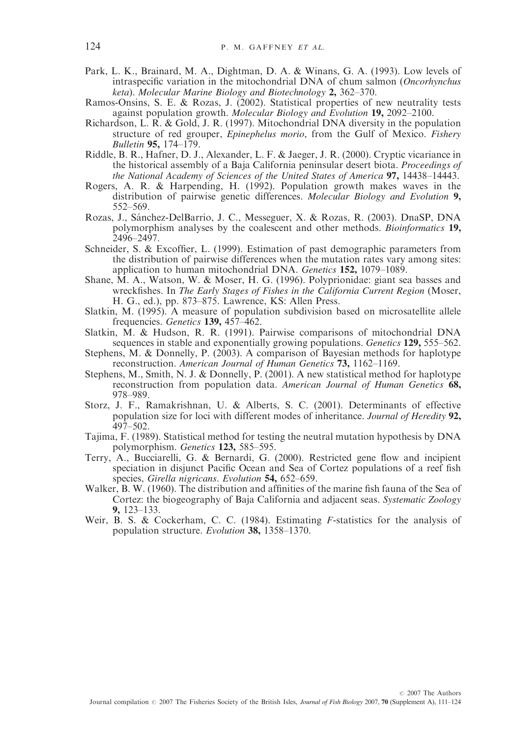Park, L. K., Brainard, M. A., Dightman, D. A. & Winans, G. A. (1993). Low levels of intraspecific variation in the mitochondrial DNA of chum salmon (*Oncorhynchus keta*). *Molecular Marine Biology and Biotechnology* **2,** 362–370.

Ramos-Onsins, S. E. & Rozas, J. (2002). Statistical properties of new neutrality tests against population growth. *Molecular Biology and Evolution* **19,** 2092–2100.

Richardson, L. R. & Gold, J. R. (1997). Mitochondrial DNA diversity in the population structure of red grouper, *Epinephelus morio*, from the Gulf of Mexico. *Fishery Bulletin* **95,** 174–179.

Riddle, B. R., Hafner, D. J., Alexander, L. F. & Jaeger, J. R. (2000). Cryptic vicariance in the historical assembly of a Baja California peninsular desert biota. *Proceedings of the National Academy of Sciences of the United States of America* **97,** 14438–14443.

Rogers, A. R. & Harpending, H. (1992). Population growth makes waves in the distribution of pairwise genetic differences. *Molecular Biology and Evolution* **9,** 552–569.

Rozas, J., Sánchez-DelBarrio, J. C., Messeguer, X. & Rozas, R. (2003). DnaSP, DNA polymorphism analyses by the coalescent and other methods. *Bioinformatics* **19,** 2496–2497.

Schneider, S. & Excoffier, L. (1999). Estimation of past demographic parameters from the distribution of pairwise differences when the mutation rates vary among sites: application to human mitochondrial DNA. *Genetics* **152,** 1079–1089.

Shane, M. A., Watson, W. & Moser, H. G. (1996). Polyprionidae: giant sea basses and wreckfishes. In *The Early Stages of Fishes in the California Current Region* (Moser, H. G., ed.), pp. 873–875. Lawrence, KS: Allen Press.

Slatkin, M. (1995). A measure of population subdivision based on microsatellite allele frequencies. *Genetics* **139,** 457–462.

Slatkin, M. & Hudson, R. R. (1991). Pairwise comparisons of mitochondrial DNA sequences in stable and exponentially growing populations. *Genetics* **129,** 555–562.

Stephens, M. & Donnelly, P. (2003). A comparison of Bayesian methods for haplotype reconstruction. *American Journal of Human Genetics* **73,** 1162–1169.

Stephens, M., Smith, N. J. & Donnelly, P. (2001). A new statistical method for haplotype reconstruction from population data. *American Journal of Human Genetics* **68,** 978–989.

Storz, J. F., Ramakrishnan, U. & Alberts, S. C. (2001). Determinants of effective population size for loci with different modes of inheritance. *Journal of Heredity* **92,** 497–502.

Tajima, F. (1989). Statistical method for testing the neutral mutation hypothesis by DNA polymorphism. *Genetics* **123,** 585–595.

Terry, A., Bucciarelli, G. & Bernardi, G. (2000). Restricted gene flow and incipient speciation in disjunct Pacific Ocean and Sea of Cortez populations of a reef fish species, *Girella nigricans*. *Evolution* **54,** 652–659.

Walker, B. W. (1960). The distribution and affinities of the marine fish fauna of the Sea of Cortez: the biogeography of Baja California and adjacent seas. *Systematic Zoology* **9,** 123–133.

Weir, B. S. & Cockerham, C. C. (1984). Estimating *F*-statistics for the analysis of population structure. *Evolution* **38,** 1358–1370.